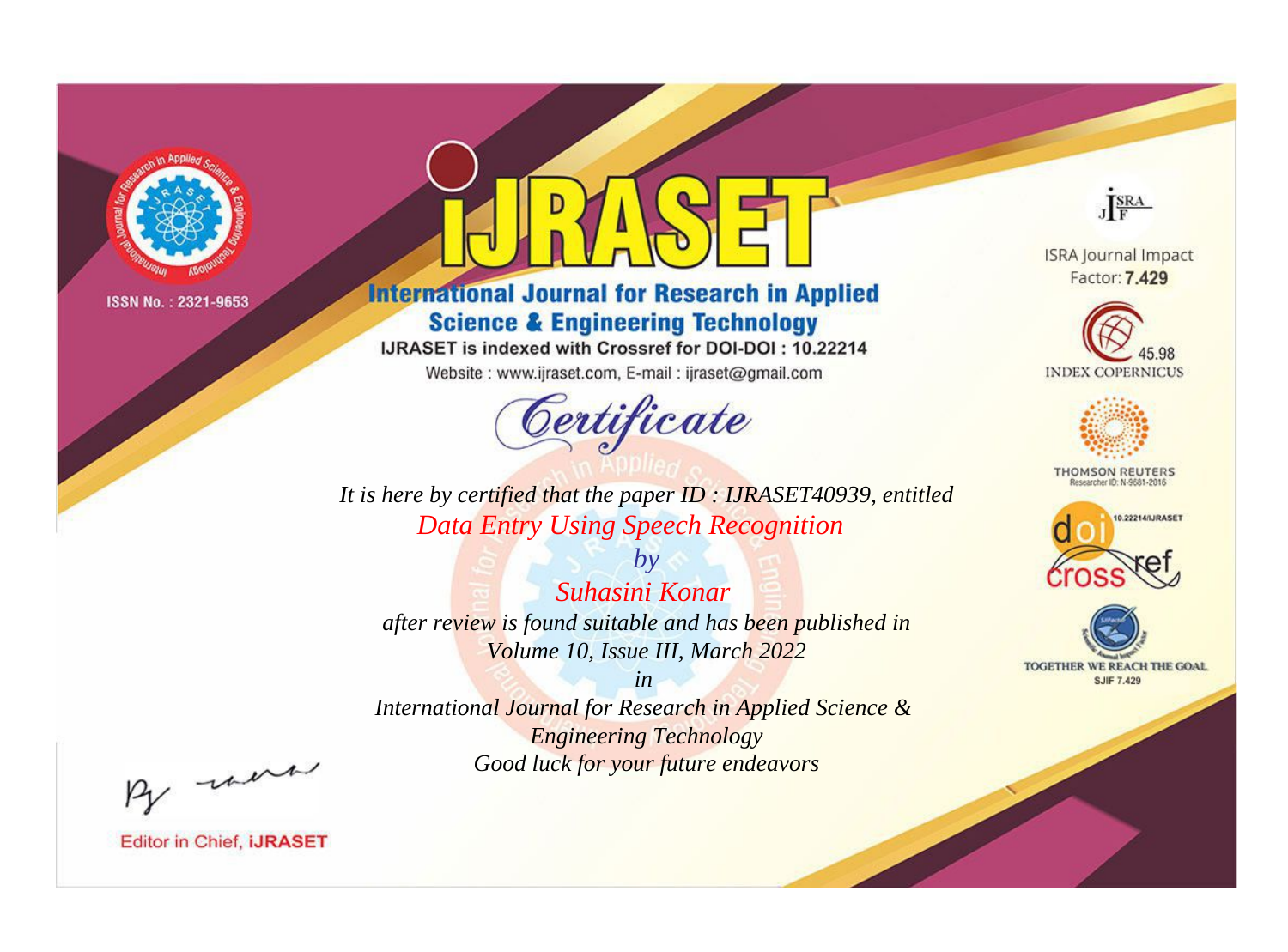ISSN No. : 2321-9653

# iJRASET

## International Journal for Research in Applied Science & Engineering Technology

IJRASET is indexed with Crossref for DOI-DOI : 10.22214

Website : www.ijraset.com, E-mail : ijraset@gmail.com

ISRA Journal Impact Factor: **7.429**

45.98 INDEX COPERNICUS

THOMSON REUTERS Researcher ID: N-9681-2016

10.22214/IJRASET

TOGETHER WE REACH THE GOAL SJIF 7.429

# Certificate

*It is here by certified that the paper ID : IJRASET40939, entitled*

*Data Entry Using Speech Recognition*

*by*

*Suhasini Konar*

*after review is found suitable and has been published in*

*Volume 10, Issue III, March 2022*

*in*

*International Journal for Research in Applied Science & Engineering Technology*

*Good luck for your future endeavors*

Editor in Chief, **iJRASET**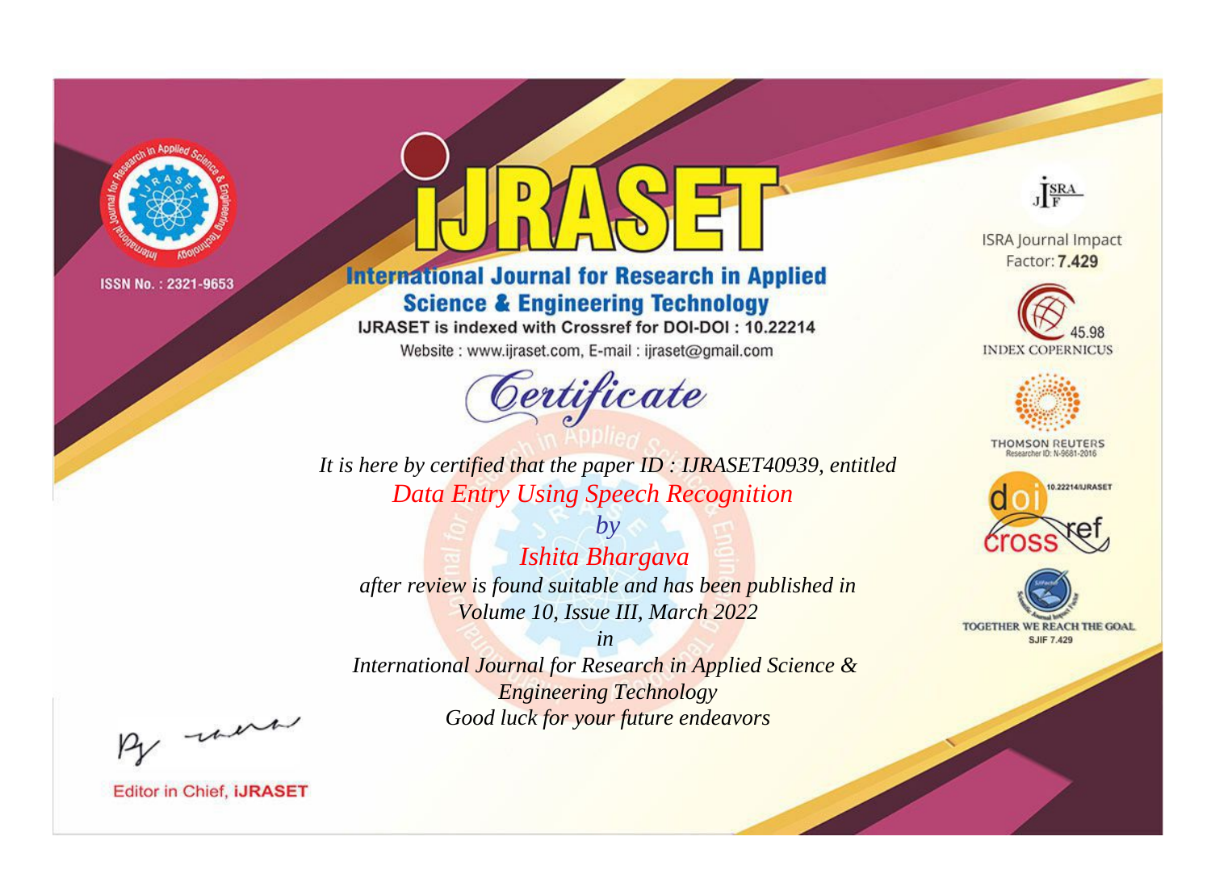ISSN No. : 2321-9653

# iJRASET

## International Journal for Research in Applied Science & Engineering Technology

IJRASET is indexed with Crossref for DOI-DOI : 10.22214

Website : www.ijraset.com, E-mail : ijraset@gmail.com

# Certificate

*It is here by certified that the paper ID : IJRASET40939, entitled*

*Data Entry Using Speech Recognition*

*by*

*Ishita Bhargava*

*after review is found suitable and has been published in*

*Volume 10, Issue III, March 2022*

*in*

*International Journal for Research in Applied Science & Engineering Technology*

*Good luck for your future endeavors*

ISRA Journal Impact Factor: **7.429**

45.98 INDEX COPERNICUS

THOMSON REUTERS

Researcher ID: N-9681-2016

10.22214/IJRASET

crossref

TOGETHER WE REACH THE GOAL

SJIF 7.429

Editor in Chief, **iJRASET**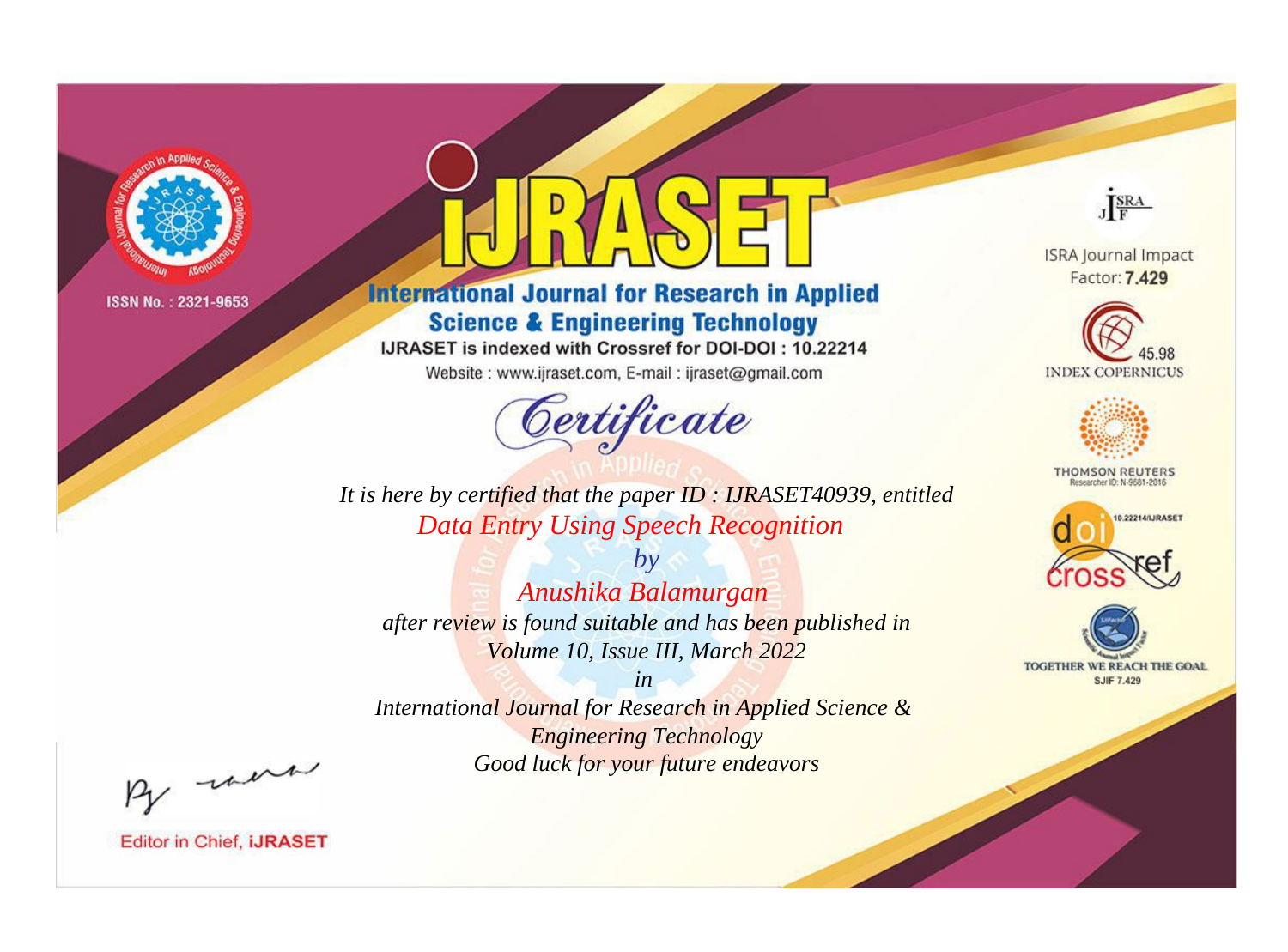ISSN No. : 2321-9653

# iJRASET

## International Journal for Research in Applied Science & Engineering Technology

IJRASET is indexed with Crossref for DOI-DOI : 10.22214

Website : www.ijraset.com, E-mail : ijraset@gmail.com

*Certificate*

*It is here by certified that the paper ID : IJRASET40939, entitled*

*Data Entry Using Speech Recognition*

*by*

*Anushika Balamurgan*

*after review is found suitable and has been published in*

*Volume 10, Issue III, March 2022*

*in*

*International Journal for Research in Applied Science & Engineering Technology*

*Good luck for your future endeavors*

ISRA Journal Impact Factor: **7.429**

45.98 INDEX COPERNICUS

THOMSON REUTERS Researcher ID: N-9681-2016

10.22214/IJRASET

TOGETHER WE REACH THE GOAL SJIF 7.429

Editor in Chief, **iJRASET**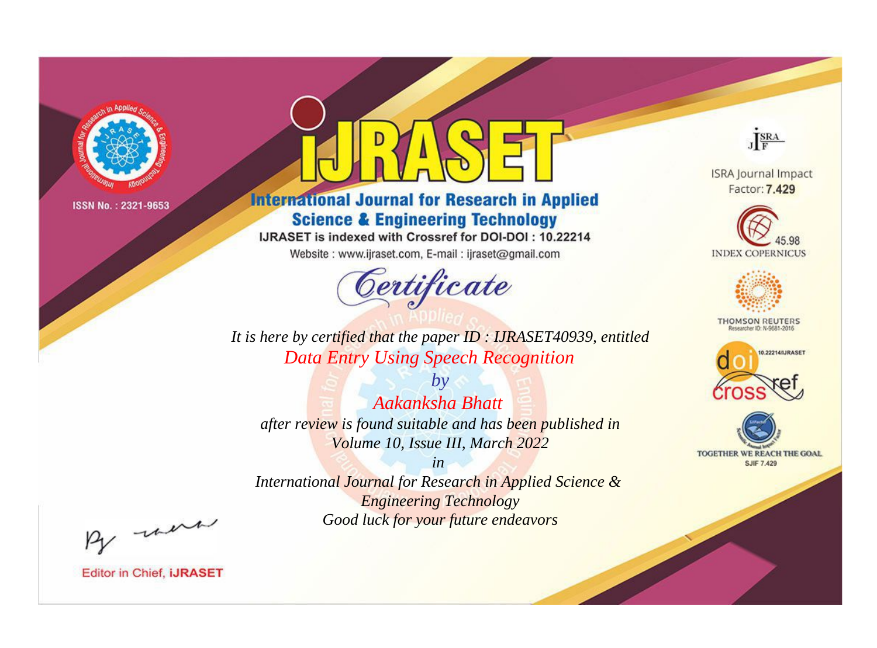ISSN No. : 2321-9653

# iJRASET

## International Journal for Research in Applied Science & Engineering Technology

IJRASET is indexed with Crossref for DOI-DOI : 10.22214

Website : www.ijraset.com, E-mail : ijraset@gmail.com

# Certificate

*It is here by certified that the paper ID : IJRASET40939, entitled*

*Data Entry Using Speech Recognition*

*by*

*Aakanksha Bhatt*

*after review is found suitable and has been published in*

*Volume 10, Issue III, March 2022*

*in*

*International Journal for Research in Applied Science & Engineering Technology*

*Good luck for your future endeavors*

ISRA Journal Impact Factor: **7.429**

45.98 INDEX COPERNICUS

THOMSON REUTERS Researcher ID: N-9681-2016

10.22214/IJRASET

TOGETHER WE REACH THE GOAL SJIF 7.429

Editor in Chief, **iJRASET**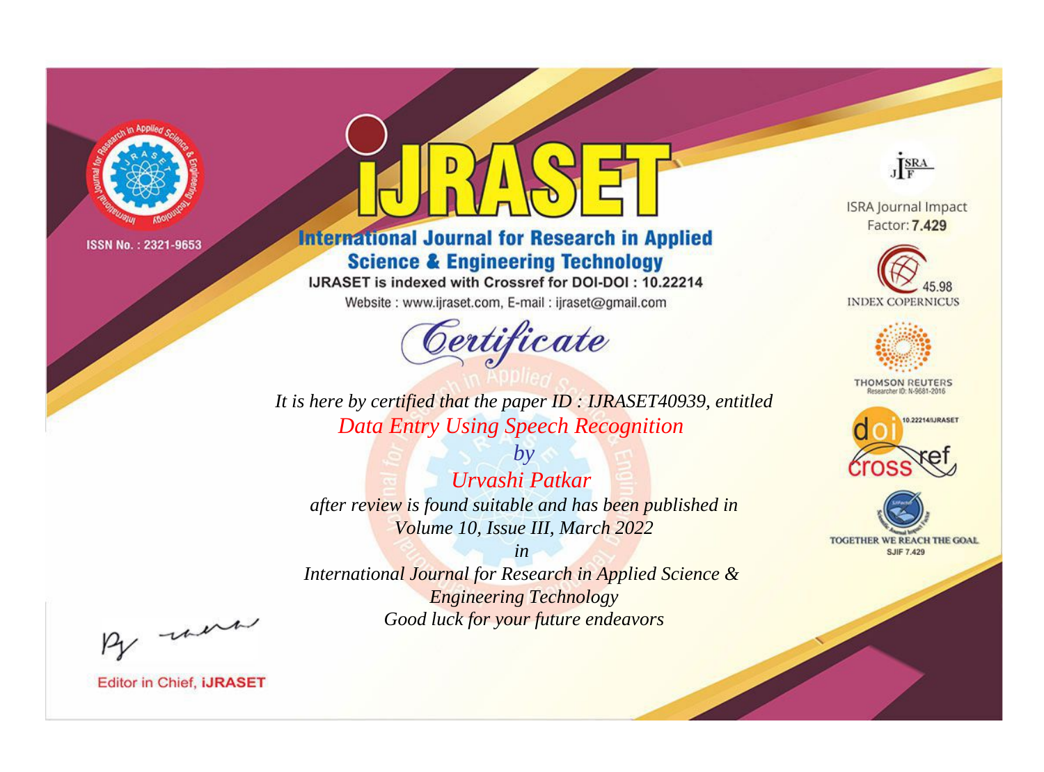ISSN No. : 2321-9653

# iJRASET

## International Journal for Research in Applied Science & Engineering Technology

IJRASET is indexed with Crossref for DOI-DOI : 10.22214

Website : www.ijraset.com, E-mail : ijraset@gmail.com

*Certificate*

*It is here by certified that the paper ID : IJRASET40939, entitled*

*Data Entry Using Speech Recognition*

*by*

*Urvashi Patkar*

*after review is found suitable and has been published in*

*Volume 10, Issue III, March 2022*

*in*

*International Journal for Research in Applied Science & Engineering Technology*

*Good luck for your future endeavors*

ISRA Journal Impact Factor: **7.429**

45.98 INDEX COPERNICUS

THOMSON REUTERS Researcher ID: N-9681-2016

10.22214/IJRASET

TOGETHER WE REACH THE GOAL SJIF 7.429

Editor in Chief, **iJRASET**